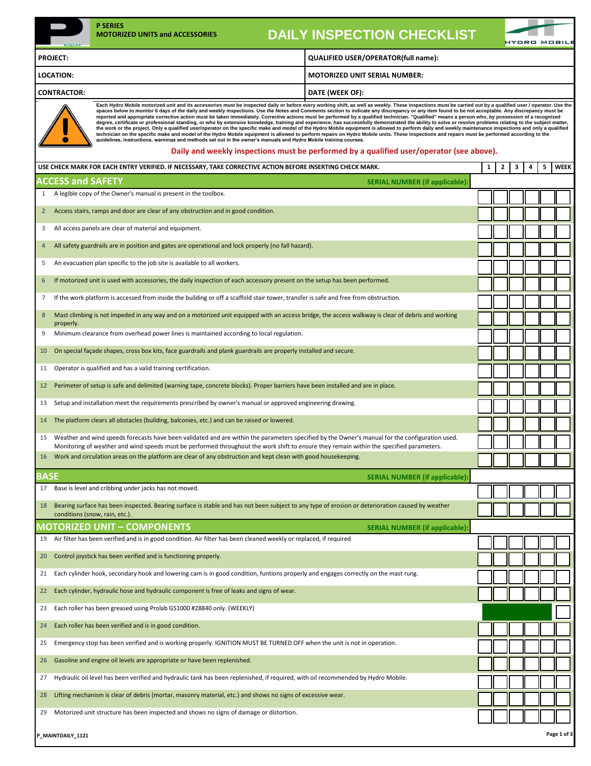P SERIES
MOTORIZED UNITS and ACCESSORIES

# DAILY INSPECTION CHECKLIST

| PROJECT: | QUALIFIED USER/OPERATOR(full name): |
|---|---|
| LOCATION: | MOTORIZED UNIT SERIAL NUMBER: |
| CONTRACTOR: | DATE (WEEK OF): |

Each Hydro Mobile motorized unit and its accessories must be inspected daily or before every working shift, as well as weekly. These inspections must be carried out by a qualified user / operator. Use the spaces below to monitor 6 days of the daily and weekly inspections. Use the Notes and Comments section to indicate any discrepancy or any item found to be not acceptable. Any discrepancy must be reported and appropriate corrective action must be taken immediately. Corrective actions must be performed by a qualified technician. "Qualified" means a person who, by possession of a recognized degree, certificate or professional standing, or who by extensive knowledge, training and experience, has successfully demonstrated the ability to solve or resolve problems relating to the subject matter, the work or the project. Only a qualified user/operator on the specific make and model of the Hydro Mobile equipment is allowed to perform daily and weekly maintenance inspections and only a qualified technician on the specific make and model of the Hydro Mobile equipment is allowed to perform repairs on Hydro Mobile units. These inspections and repairs must be performed according to the guidelines, instructions, warnings and methods set out in the owner's manuals and Hydro Mobile training courses.

**Daily and weekly inspections must be performed by a qualified user/operator (see above).**

| USE CHECK MARK FOR EACH ENTRY VERIFIED. IF NECESSARY, TAKE CORRECTIVE ACTION BEFORE INSERTING CHECK MARK. | | 1 | 2 | 3 | 4 | 5 | WEEK |
|---|---|---|---|---|---|---|---|
| **ACCESS and SAFETY** | **SERIAL NUMBER (if applicable):** | | | | | | |
| 1 | A legible copy of the Owner's manual is present in the toolbox. | | | | | | |
| 2 | Access stairs, ramps and door are clear of any obstruction and in good condition. | | | | | | |
| 3 | All access panels are clear of material and equipment. | | | | | | |
| 4 | All safety guardrails are in position and gates are operational and lock properly (no fall hazard). | | | | | | |
| 5 | An evacuation plan specific to the job site is available to all workers. | | | | | | |
| 6 | If motorized unit is used with accessories, the daily inspection of each accessory present on the setup has been performed. | | | | | | |
| 7 | If the work platform is accessed from inside the building or off a scaffold stair tower, transfer is safe and free from obstruction. | | | | | | |
| 8 | Mast climbing is not impeded in any way and on a motorized unit equipped with an access bridge, the access walkway is clear of debris and working properly. | | | | | | |
| 9 | Minimum clearance from overhead power lines is maintained according to local regulation. | | | | | | |
| 10 | On special façade shapes, cross box kits, face guardrails and plank guardrails are properly installed and secure. | | | | | | |
| 11 | Operator is qualified and has a valid training certification. | | | | | | |
| 12 | Perimeter of setup is safe and delimited (warning tape, concrete blocks). Proper barriers have been installed and are in place. | | | | | | |
| 13 | Setup and installation meet the requirements prescribed by owner's manual or approved engineering drawing. | | | | | | |
| 14 | The platform clears all obstacles (building, balconies, etc.) and can be raised or lowered. | | | | | | |
| 15 | Weather and wind speeds forecasts have been validated and are within the parameters specified by the Owner's manual for the configuration used. Monitoring of weather and wind speeds must be performed throughout the work shift to ensure they remain within the specified parameters. | | | | | | |
| 16 | Work and circulation areas on the platform are clear of any obstruction and kept clean with good housekeeping. | | | | | | |
| **BASE** | **SERIAL NUMBER (if applicable):** | | | | | | |
| 17 | Base is level and cribbing under jacks has not moved. | | | | | | |
| 18 | Bearing surface has been inspected. Bearing surface is stable and has not been subject to any type of erosion or deterioration caused by weather conditions (snow, rain, etc.). | | | | | | |
| **MOTORIZED UNIT – COMPONENTS** | **SERIAL NUMBER (if applicable):** | | | | | | |
| 19 | Air filter has been verified and is in good condition. Air filter has been cleaned weekly or replaced, if required | | | | | | |
| 20 | Control joystick has been verified and is functioning properly. | | | | | | |
| 21 | Each cylinder hook, secondary hook and lowering cam is in good condition, funtions properly and engages correctly on the mast rung. | | | | | | |
| 22 | Each cylinder, hydraulic hose and hydraulic component is free of leaks and signs of wear. | | | | | | |
| 23 | Each roller has been greased using Prolab GS1000 #28840 only. (WEEKLY) | | | | | | |
| 24 | Each roller has been verified and is in good condition. | | | | | | |
| 25 | Emergency stop has been verified and is working properly. IGNITION MUST BE TURNED OFF when the unit is not in operation. | | | | | | |
| 26 | Gasoline and engine oil levels are appropriate or have been replenished. | | | | | | |
| 27 | Hydraulic oil level has been verified and hydraulic tank has been replenished, if required, with oil recommended by Hydro Mobile. | | | | | | |
| 28 | Lifting mechanism is clear of debris (mortar, masonry material, etc.) and shows no signs of excessive wear. | | | | | | |
| 29 | Motorized unit structure has been inspected and shows no signs of damage or distortion. | | | | | | |

P_MAINTDAILY_1121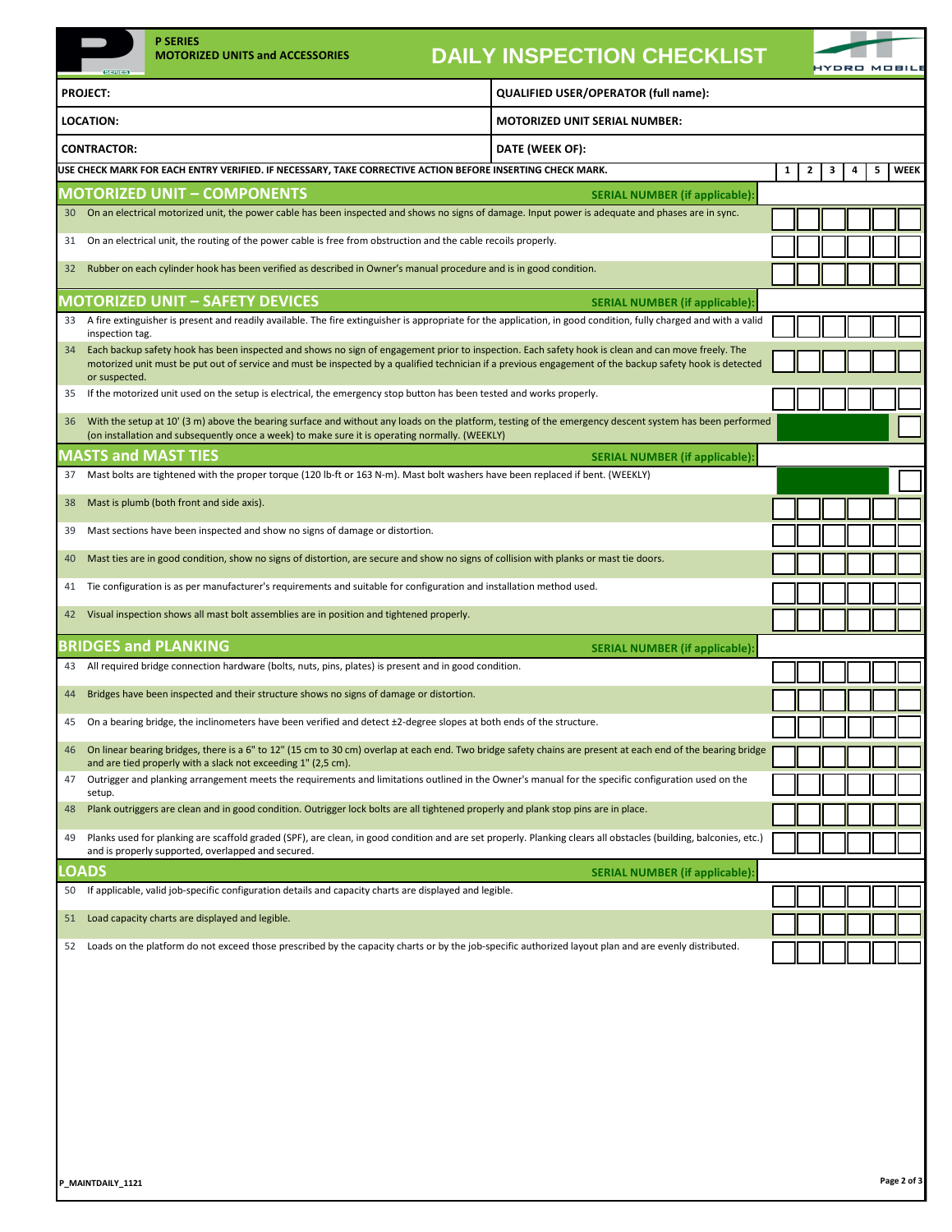**P SERIES**
**MOTORIZED UNITS and ACCESSORIES**

# DAILY INSPECTION CHECKLIST

| PROJECT: | QUALIFIED USER/OPERATOR (full name): |
|---|---|
| LOCATION: | MOTORIZED UNIT SERIAL NUMBER: |
| CONTRACTOR: | DATE (WEEK OF): |

| # | USE CHECK MARK FOR EACH ENTRY VERIFIED. IF NECESSARY, TAKE CORRECTIVE ACTION BEFORE INSERTING CHECK MARK. | 1 | 2 | 3 | 4 | 5 | WEEK |
|---|---|---|---|---|---|---|---|
| | **MOTORIZED UNIT – COMPONENTS** — SERIAL NUMBER (if applicable): | | | | | | |
| 30 | On an electrical motorized unit, the power cable has been inspected and shows no signs of damage. Input power is adequate and phases are in sync. | | | | | | |
| 31 | On an electrical unit, the routing of the power cable is free from obstruction and the cable recoils properly. | | | | | | |
| 32 | Rubber on each cylinder hook has been verified as described in Owner's manual procedure and is in good condition. | | | | | | |
| | **MOTORIZED UNIT – SAFETY DEVICES** — SERIAL NUMBER (if applicable): | | | | | | |
| 33 | A fire extinguisher is present and readily available. The fire extinguisher is appropriate for the application, in good condition, fully charged and with a valid inspection tag. | | | | | | |
| 34 | Each backup safety hook has been inspected and shows no sign of engagement prior to inspection. Each safety hook is clean and can move freely. The motorized unit must be put out of service and must be inspected by a qualified technician if a previous engagement of the backup safety hook is detected or suspected. | | | | | | |
| 35 | If the motorized unit used on the setup is electrical, the emergency stop button has been tested and works properly. | | | | | | |
| 36 | With the setup at 10' (3 m) above the bearing surface and without any loads on the platform, testing of the emergency descent system has been performed (on installation and subsequently once a week) to make sure it is operating normally. (WEEKLY) | | | | | | |
| | **MASTS and MAST TIES** — SERIAL NUMBER (if applicable): | | | | | | |
| 37 | Mast bolts are tightened with the proper torque (120 lb-ft or 163 N-m). Mast bolt washers have been replaced if bent. (WEEKLY) | | | | | | |
| 38 | Mast is plumb (both front and side axis). | | | | | | |
| 39 | Mast sections have been inspected and show no signs of damage or distortion. | | | | | | |
| 40 | Mast ties are in good condition, show no signs of distortion, are secure and show no signs of collision with planks or mast tie doors. | | | | | | |
| 41 | Tie configuration is as per manufacturer's requirements and suitable for configuration and installation method used. | | | | | | |
| 42 | Visual inspection shows all mast bolt assemblies are in position and tightened properly. | | | | | | |
| | **BRIDGES and PLANKING** — SERIAL NUMBER (if applicable): | | | | | | |
| 43 | All required bridge connection hardware (bolts, nuts, pins, plates) is present and in good condition. | | | | | | |
| 44 | Bridges have been inspected and their structure shows no signs of damage or distortion. | | | | | | |
| 45 | On a bearing bridge, the inclinometers have been verified and detect ±2-degree slopes at both ends of the structure. | | | | | | |
| 46 | On linear bearing bridges, there is a 6" to 12" (15 cm to 30 cm) overlap at each end. Two bridge safety chains are present at each end of the bearing bridge and are tied properly with a slack not exceeding 1" (2,5 cm). | | | | | | |
| 47 | Outrigger and planking arrangement meets the requirements and limitations outlined in the Owner's manual for the specific configuration used on the setup. | | | | | | |
| 48 | Plank outriggers are clean and in good condition. Outrigger lock bolts are all tightened properly and plank stop pins are in place. | | | | | | |
| 49 | Planks used for planking are scaffold graded (SPF), are clean, in good condition and are set properly. Planking clears all obstacles (building, balconies, etc.) and is properly supported, overlapped and secured. | | | | | | |
| | **LOADS** — SERIAL NUMBER (if applicable): | | | | | | |
| 50 | If applicable, valid job-specific configuration details and capacity charts are displayed and legible. | | | | | | |
| 51 | Load capacity charts are displayed and legible. | | | | | | |
| 52 | Loads on the platform do not exceed those prescribed by the capacity charts or by the job-specific authorized layout plan and are evenly distributed. | | | | | | |

P_MAINTDAILY_1121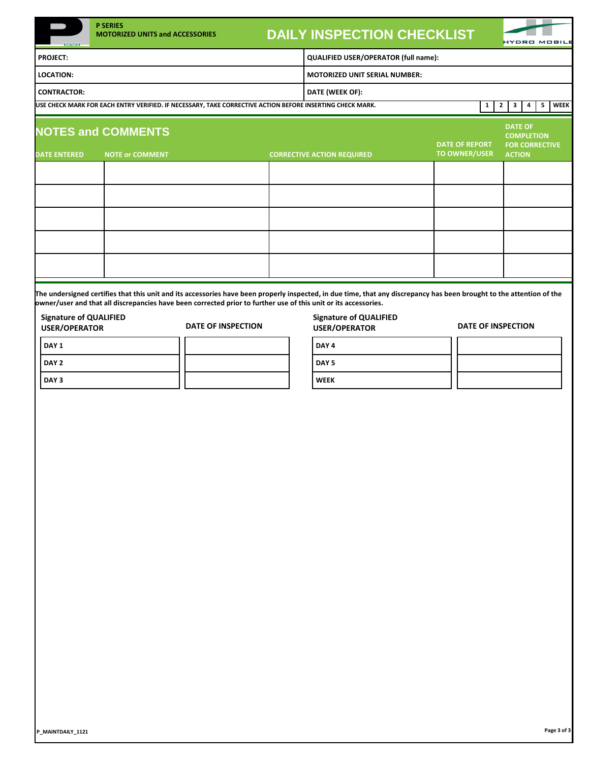P SERIES
MOTORIZED UNITS and ACCESSORIES

# DAILY INSPECTION CHECKLIST

HYDRO MOBILE

| | |
|---|---|
| **PROJECT:** | **QUALIFIED USER/OPERATOR (full name):** |
| **LOCATION:** | **MOTORIZED UNIT SERIAL NUMBER:** |
| **CONTRACTOR:** | **DATE (WEEK OF):** |

**USE CHECK MARK FOR EACH ENTRY VERIFIED. IF NECESSARY, TAKE CORRECTIVE ACTION BEFORE INSERTING CHECK MARK.**

| 1 | 2 | 3 | 4 | 5 | WEEK |
|---|---|---|---|---|---|

## NOTES and COMMENTS

| DATE ENTERED | NOTE or COMMENT | CORRECTIVE ACTION REQUIRED | DATE OF REPORT TO OWNER/USER | DATE OF COMPLETION FOR CORRECTIVE ACTION |
|---|---|---|---|---|
| | | | | |
| | | | | |
| | | | | |
| | | | | |
| | | | | |

**The undersigned certifies that this unit and its accessories have been properly inspected, in due time, that any discrepancy has been brought to the attention of the owner/user and that all discrepancies have been corrected prior to further use of this unit or its accessories.**

| Signature of QUALIFIED USER/OPERATOR | DATE OF INSPECTION | Signature of QUALIFIED USER/OPERATOR | DATE OF INSPECTION |
|---|---|---|---|
| **DAY 1** | | **DAY 4** | |
| **DAY 2** | | **DAY 5** | |
| **DAY 3** | | **WEEK** | |

P_MAINTDAILY_1121